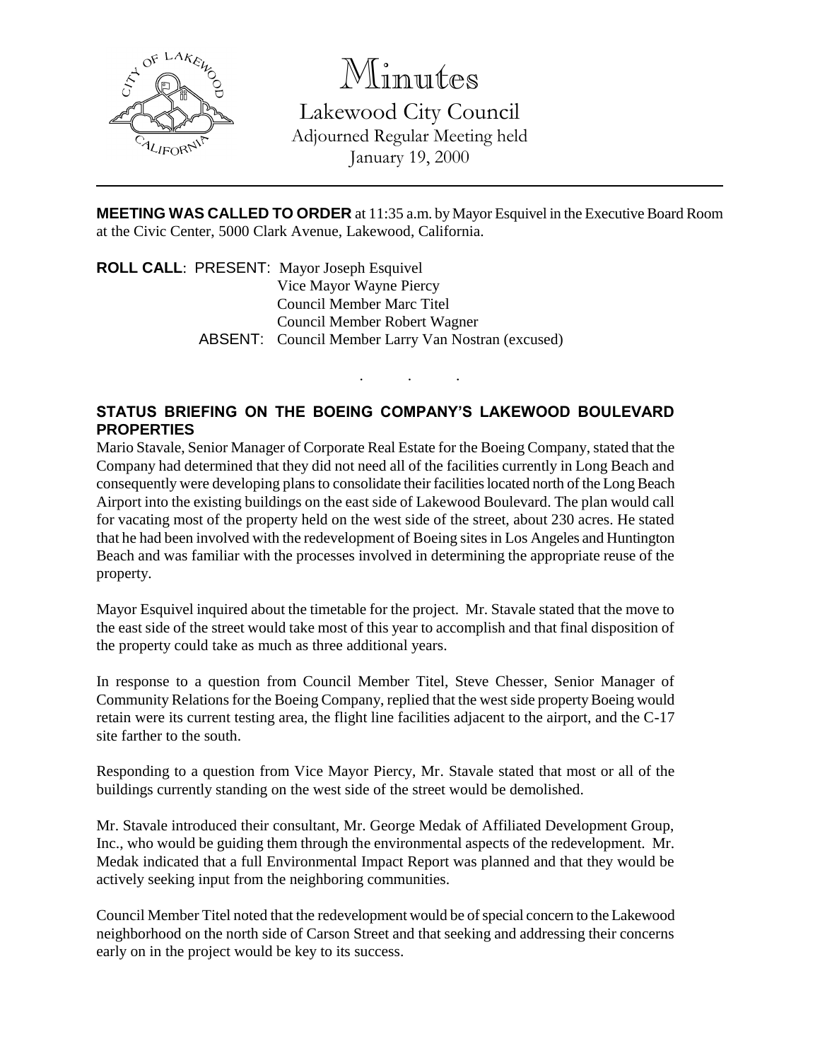# Minutes

## Lakewood City Council

Adjourned Regular Meeting held
January 19, 2000

---

**MEETING WAS CALLED TO ORDER** at 11:35 a.m. by Mayor Esquivel in the Executive Board Room at the Civic Center, 5000 Clark Avenue, Lakewood, California.

**ROLL CALL**: PRESENT: Mayor Joseph Esquivel
Vice Mayor Wayne Piercy
Council Member Marc Titel
Council Member Robert Wagner

ABSENT: Council Member Larry Van Nostran (excused)

. . .

**STATUS BRIEFING ON THE BOEING COMPANY'S LAKEWOOD BOULEVARD PROPERTIES**

Mario Stavale, Senior Manager of Corporate Real Estate for the Boeing Company, stated that the Company had determined that they did not need all of the facilities currently in Long Beach and consequently were developing plans to consolidate their facilities located north of the Long Beach Airport into the existing buildings on the east side of Lakewood Boulevard. The plan would call for vacating most of the property held on the west side of the street, about 230 acres. He stated that he had been involved with the redevelopment of Boeing sites in Los Angeles and Huntington Beach and was familiar with the processes involved in determining the appropriate reuse of the property.

Mayor Esquivel inquired about the timetable for the project. Mr. Stavale stated that the move to the east side of the street would take most of this year to accomplish and that final disposition of the property could take as much as three additional years.

In response to a question from Council Member Titel, Steve Chesser, Senior Manager of Community Relations for the Boeing Company, replied that the west side property Boeing would retain were its current testing area, the flight line facilities adjacent to the airport, and the C-17 site farther to the south.

Responding to a question from Vice Mayor Piercy, Mr. Stavale stated that most or all of the buildings currently standing on the west side of the street would be demolished.

Mr. Stavale introduced their consultant, Mr. George Medak of Affiliated Development Group, Inc., who would be guiding them through the environmental aspects of the redevelopment. Mr. Medak indicated that a full Environmental Impact Report was planned and that they would be actively seeking input from the neighboring communities.

Council Member Titel noted that the redevelopment would be of special concern to the Lakewood neighborhood on the north side of Carson Street and that seeking and addressing their concerns early on in the project would be key to its success.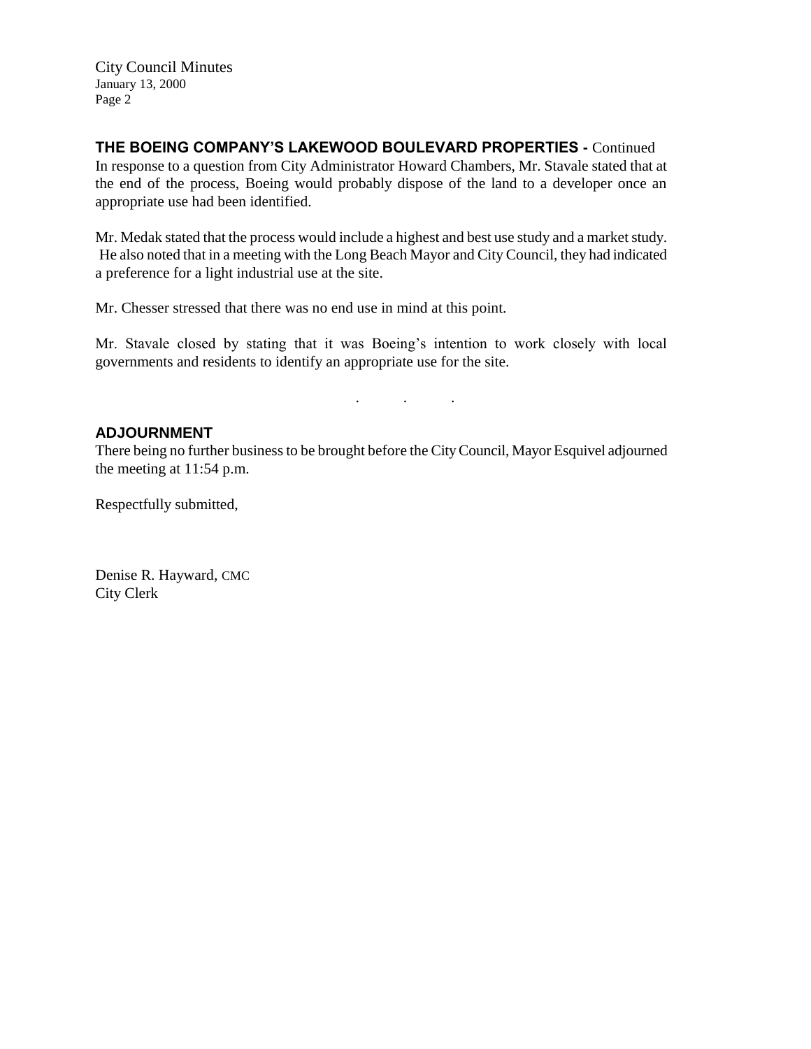## THE BOEING COMPANY'S LAKEWOOD BOULEVARD PROPERTIES - Continued

In response to a question from City Administrator Howard Chambers, Mr. Stavale stated that at the end of the process, Boeing would probably dispose of the land to a developer once an appropriate use had been identified.

Mr. Medak stated that the process would include a highest and best use study and a market study. He also noted that in a meeting with the Long Beach Mayor and City Council, they had indicated a preference for a light industrial use at the site.

Mr. Chesser stressed that there was no end use in mind at this point.

Mr. Stavale closed by stating that it was Boeing's intention to work closely with local governments and residents to identify an appropriate use for the site.

. . .

## ADJOURNMENT

There being no further business to be brought before the City Council, Mayor Esquivel adjourned the meeting at 11:54 p.m.

Respectfully submitted,

Denise R. Hayward, CMC
City Clerk